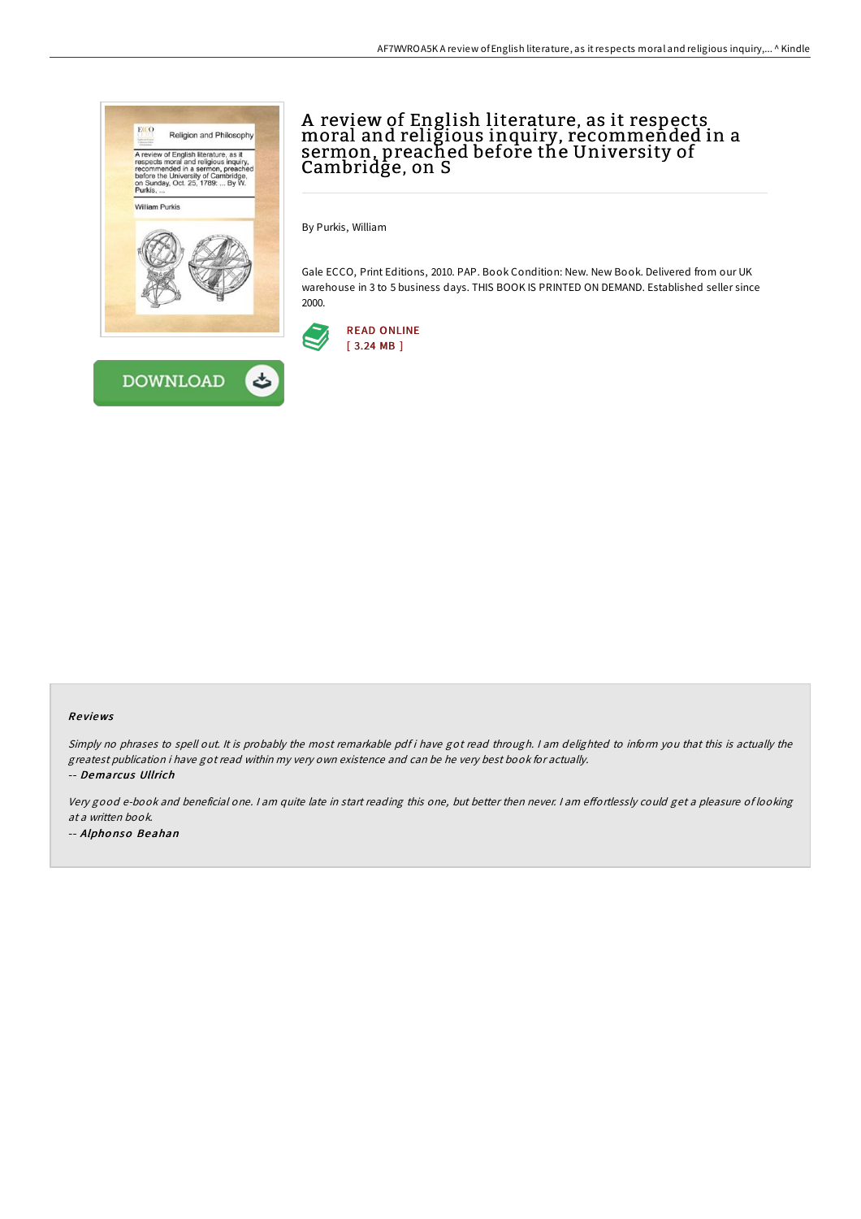# A review of English literature, as it respects moral and religious inquiry, recommended in a sermon, preached before the University of Cambridge, on S

By Purkis, William

Gale ECCO, Print Editions, 2010. PAP. Book Condition: New. New Book. Delivered from our UK warehouse in 3 to 5 business days. THIS BOOK IS PRINTED ON DEMAND. Established seller since 2000.

READ ONLINE
[ 3.24 MB ]

DOWNLOAD

### Reviews

*Simply no phrases to spell out. It is probably the most remarkable pdf i have got read through. I am delighted to inform you that this is actually the greatest publication i have got read within my very own existence and can be he very best book for actually.*

-- ***Demarcus Ullrich***

*Very good e-book and beneficial one. I am quite late in start reading this one, but better then never. I am effortlessly could get a pleasure of looking at a written book.*

-- ***Alphonso Beahan***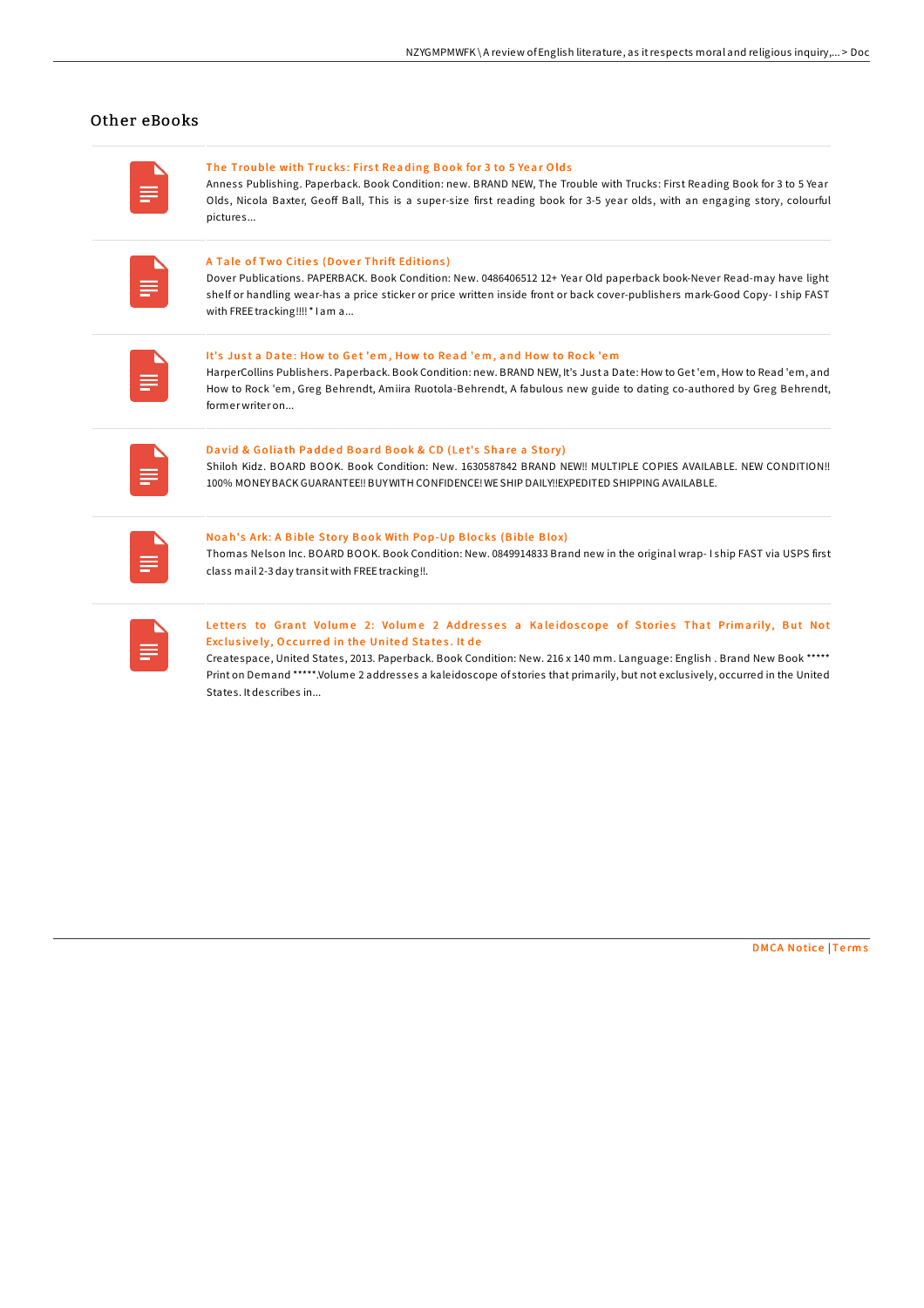## Other eBooks

### The Trouble with Trucks: First Reading Book for 3 to 5 Year Olds

Anness Publishing. Paperback. Book Condition: new. BRAND NEW, The Trouble with Trucks: First Reading Book for 3 to 5 Year Olds, Nicola Baxter, Geoff Ball, This is a super-size first reading book for 3-5 year olds, with an engaging story, colourful pictures...

### A Tale of Two Cities (Dover Thrift Editions)

Dover Publications. PAPERBACK. Book Condition: New. 0486406512 12+ Year Old paperback book-Never Read-may have light shelf or handling wear-has a price sticker or price written inside front or back cover-publishers mark-Good Copy- I ship FAST with FREE tracking!!!! * I am a...

### It's Just a Date: How to Get 'em, How to Read 'em, and How to Rock 'em

HarperCollins Publishers. Paperback. Book Condition: new. BRAND NEW, It's Just a Date: How to Get 'em, How to Read 'em, and How to Rock 'em, Greg Behrendt, Amiira Ruotola-Behrendt, A fabulous new guide to dating co-authored by Greg Behrendt, former writer on...

### David & Goliath Padded Board Book & CD (Let's Share a Story)

Shiloh Kidz. BOARD BOOK. Book Condition: New. 1630587842 BRAND NEW!! MULTIPLE COPIES AVAILABLE. NEW CONDITION!! 100% MONEY BACK GUARANTEE!! BUY WITH CONFIDENCE! WE SHIP DAILY!!EXPEDITED SHIPPING AVAILABLE.

### Noah's Ark: A Bible Story Book With Pop-Up Blocks (Bible Blox)

Thomas Nelson Inc. BOARD BOOK. Book Condition: New. 0849914833 Brand new in the original wrap- I ship FAST via USPS first class mail 2-3 day transit with FREE tracking!!.

### Letters to Grant Volume 2: Volume 2 Addresses a Kaleidoscope of Stories That Primarily, But Not Exclusively, Occurred in the United States. It de

Createspace, United States, 2013. Paperback. Book Condition: New. 216 x 140 mm. Language: English . Brand New Book ***** Print on Demand *****.Volume 2 addresses a kaleidoscope of stories that primarily, but not exclusively, occurred in the United States. It describes in...